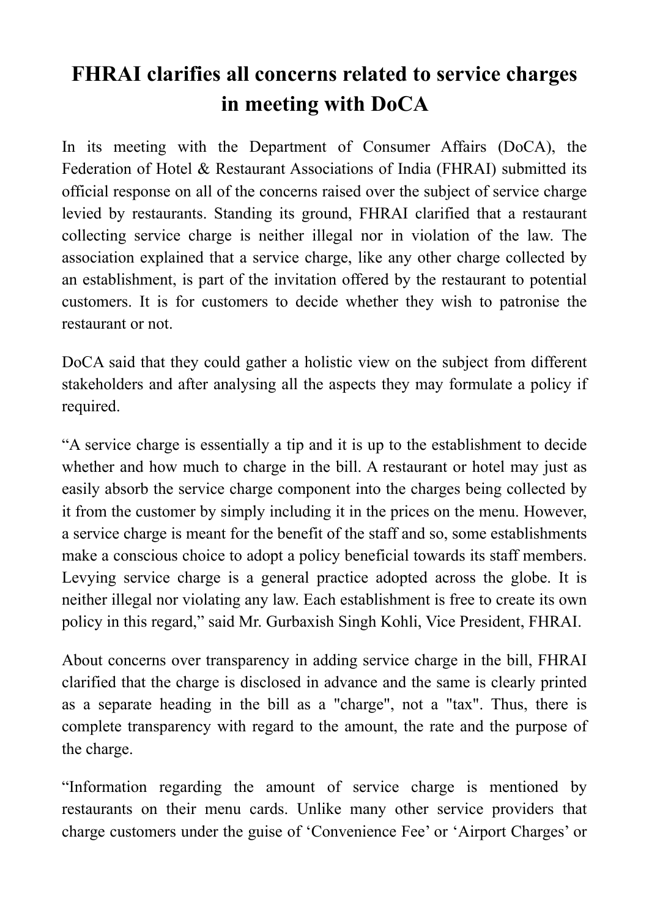# FHRAI clarifies all concerns related to service charges in meeting with DoCA

In its meeting with the Department of Consumer Affairs (DoCA), the Federation of Hotel & Restaurant Associations of India (FHRAI) submitted its official response on all of the concerns raised over the subject of service charge levied by restaurants. Standing its ground, FHRAI clarified that a restaurant collecting service charge is neither illegal nor in violation of the law. The association explained that a service charge, like any other charge collected by an establishment, is part of the invitation offered by the restaurant to potential customers. It is for customers to decide whether they wish to patronise the restaurant or not.

DoCA said that they could gather a holistic view on the subject from different stakeholders and after analysing all the aspects they may formulate a policy if required.

"A service charge is essentially a tip and it is up to the establishment to decide whether and how much to charge in the bill. A restaurant or hotel may just as easily absorb the service charge component into the charges being collected by it from the customer by simply including it in the prices on the menu. However, a service charge is meant for the benefit of the staff and so, some establishments make a conscious choice to adopt a policy beneficial towards its staff members. Levying service charge is a general practice adopted across the globe. It is neither illegal nor violating any law. Each establishment is free to create its own policy in this regard," said Mr. Gurbaxish Singh Kohli, Vice President, FHRAI.

About concerns over transparency in adding service charge in the bill, FHRAI clarified that the charge is disclosed in advance and the same is clearly printed as a separate heading in the bill as a "charge", not a "tax". Thus, there is complete transparency with regard to the amount, the rate and the purpose of the charge.

"Information regarding the amount of service charge is mentioned by restaurants on their menu cards. Unlike many other service providers that charge customers under the guise of 'Convenience Fee' or 'Airport Charges' or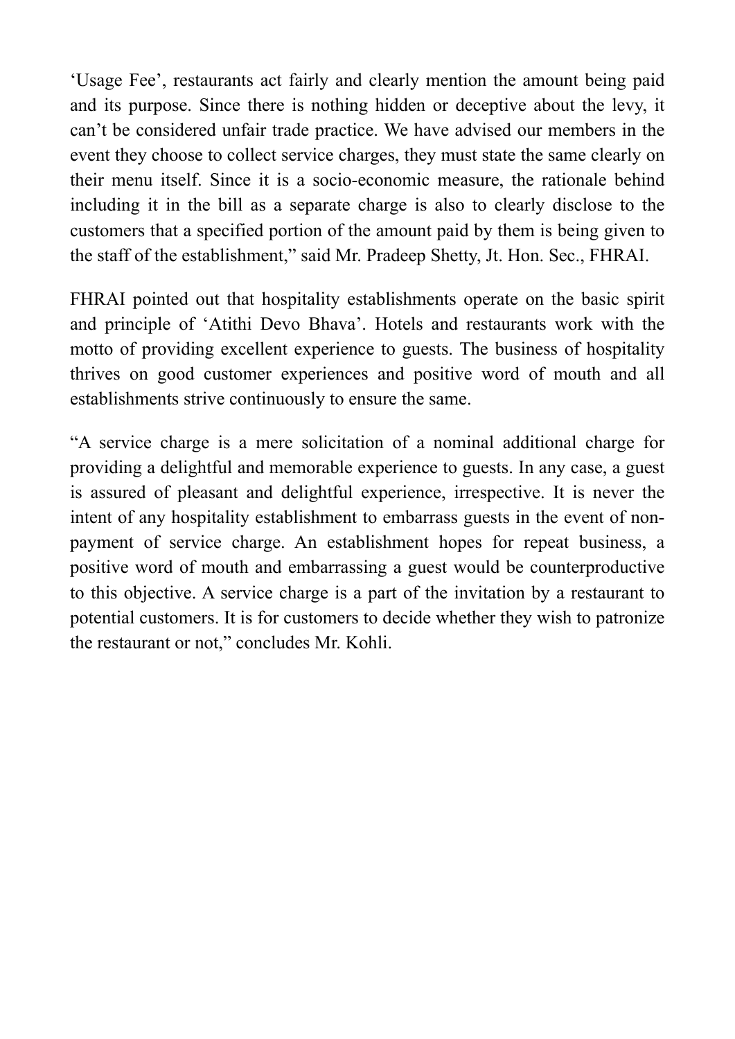'Usage Fee', restaurants act fairly and clearly mention the amount being paid and its purpose. Since there is nothing hidden or deceptive about the levy, it can't be considered unfair trade practice. We have advised our members in the event they choose to collect service charges, they must state the same clearly on their menu itself. Since it is a socio-economic measure, the rationale behind including it in the bill as a separate charge is also to clearly disclose to the customers that a specified portion of the amount paid by them is being given to the staff of the establishment," said Mr. Pradeep Shetty, Jt. Hon. Sec., FHRAI.

FHRAI pointed out that hospitality establishments operate on the basic spirit and principle of 'Atithi Devo Bhava'. Hotels and restaurants work with the motto of providing excellent experience to guests. The business of hospitality thrives on good customer experiences and positive word of mouth and all establishments strive continuously to ensure the same.

"A service charge is a mere solicitation of a nominal additional charge for providing a delightful and memorable experience to guests. In any case, a guest is assured of pleasant and delightful experience, irrespective. It is never the intent of any hospitality establishment to embarrass guests in the event of non-payment of service charge. An establishment hopes for repeat business, a positive word of mouth and embarrassing a guest would be counterproductive to this objective. A service charge is a part of the invitation by a restaurant to potential customers. It is for customers to decide whether they wish to patronize the restaurant or not," concludes Mr. Kohli.